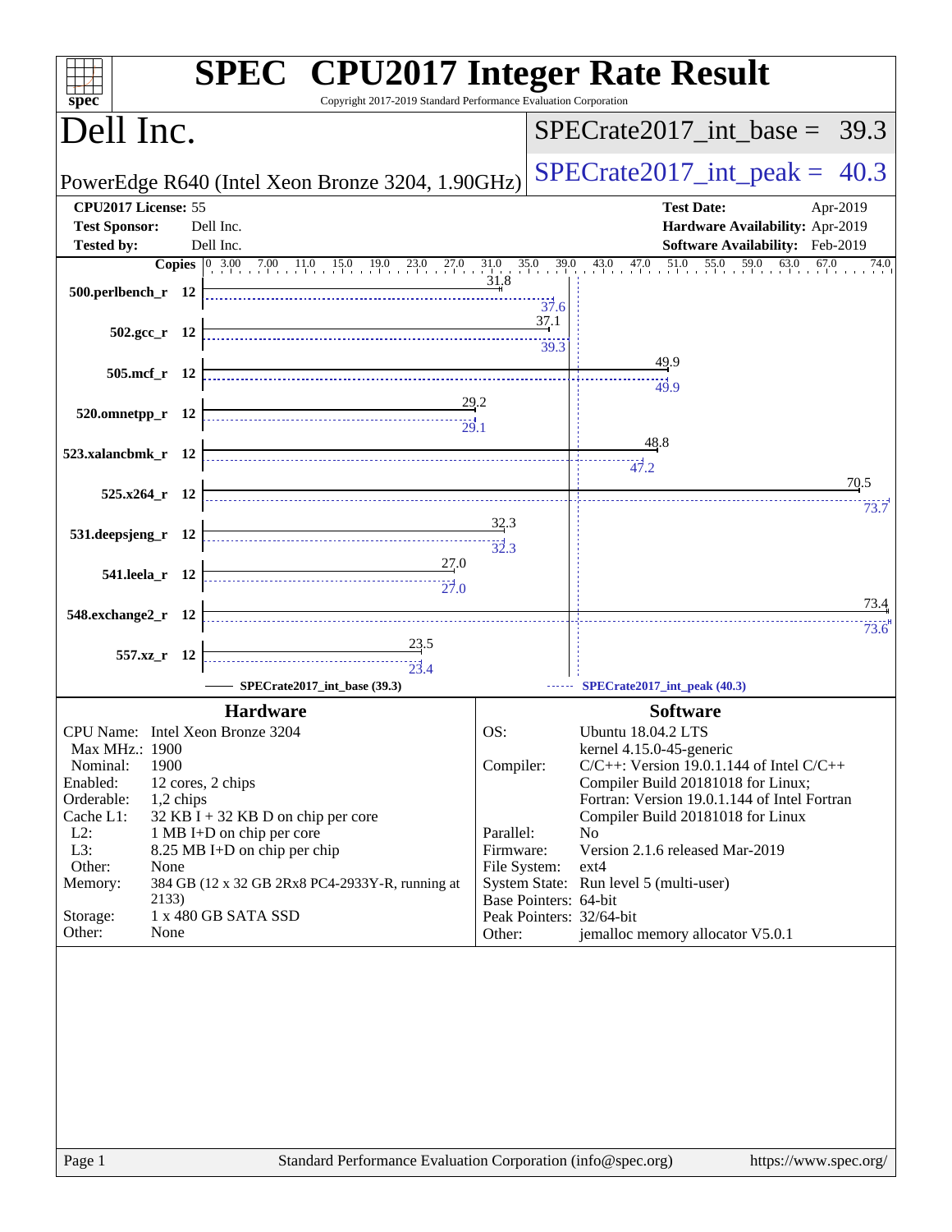# SPEC CPU2017 Integer Rate Result

Copyright 2017-2019 Standard Performance Evaluation Corporation

## Dell Inc.

PowerEdge R640 (Intel Xeon Bronze 3204, 1.90GHz)

SPECrate2017_int_base = 39.3

SPECrate2017_int_peak = 40.3

| | | | |
|---|---|---|---|
| **CPU2017 License:** | 55 | **Test Date:** | Apr-2019 |
| **Test Sponsor:** | Dell Inc. | **Hardware Availability:** | Apr-2019 |
| **Tested by:** | Dell Inc. | **Software Availability:** | Feb-2019 |

| Benchmark | Copies | Base | Peak |
|---|---|---|---|
| 500.perlbench_r | 12 | 31.8 | 37.6 |
| 502.gcc_r | 12 | 37.1 | 39.3 |
| 505.mcf_r | 12 | 49.9 | 49.9 |
| 520.omnetpp_r | 12 | 29.2 | 29.1 |
| 523.xalancbmk_r | 12 | 48.8 | 47.2 |
| 525.x264_r | 12 | 70.5 | 73.7 |
| 531.deepsjeng_r | 12 | 32.3 | 32.3 |
| 541.leela_r | 12 | 27.0 | 27.0 |
| 548.exchange2_r | 12 | 73.4 | 73.6 |
| 557.xz_r | 12 | 23.5 | 23.4 |

SPECrate2017_int_base (39.3) ------ SPECrate2017_int_peak (40.3)

### Hardware

| | |
|---|---|
| CPU Name: | Intel Xeon Bronze 3204 |
| Max MHz.: | 1900 |
| Nominal: | 1900 |
| Enabled: | 12 cores, 2 chips |
| Orderable: | 1,2 chips |
| Cache L1: | 32 KB I + 32 KB D on chip per core |
| L2: | 1 MB I+D on chip per core |
| L3: | 8.25 MB I+D on chip per chip |
| Other: | None |
| Memory: | 384 GB (12 x 32 GB 2Rx8 PC4-2933Y-R, running at 2133) |
| Storage: | 1 x 480 GB SATA SSD |
| Other: | None |

### Software

| | |
|---|---|
| OS: | Ubuntu 18.04.2 LTS<br>kernel 4.15.0-45-generic |
| Compiler: | C/C++: Version 19.0.1.144 of Intel C/C++ Compiler Build 20181018 for Linux;<br>Fortran: Version 19.0.1.144 of Intel Fortran Compiler Build 20181018 for Linux |
| Parallel: | No |
| Firmware: | Version 2.1.6 released Mar-2019 |
| File System: | ext4 |
| System State: | Run level 5 (multi-user) |
| Base Pointers: | 64-bit |
| Peak Pointers: | 32/64-bit |
| Other: | jemalloc memory allocator V5.0.1 |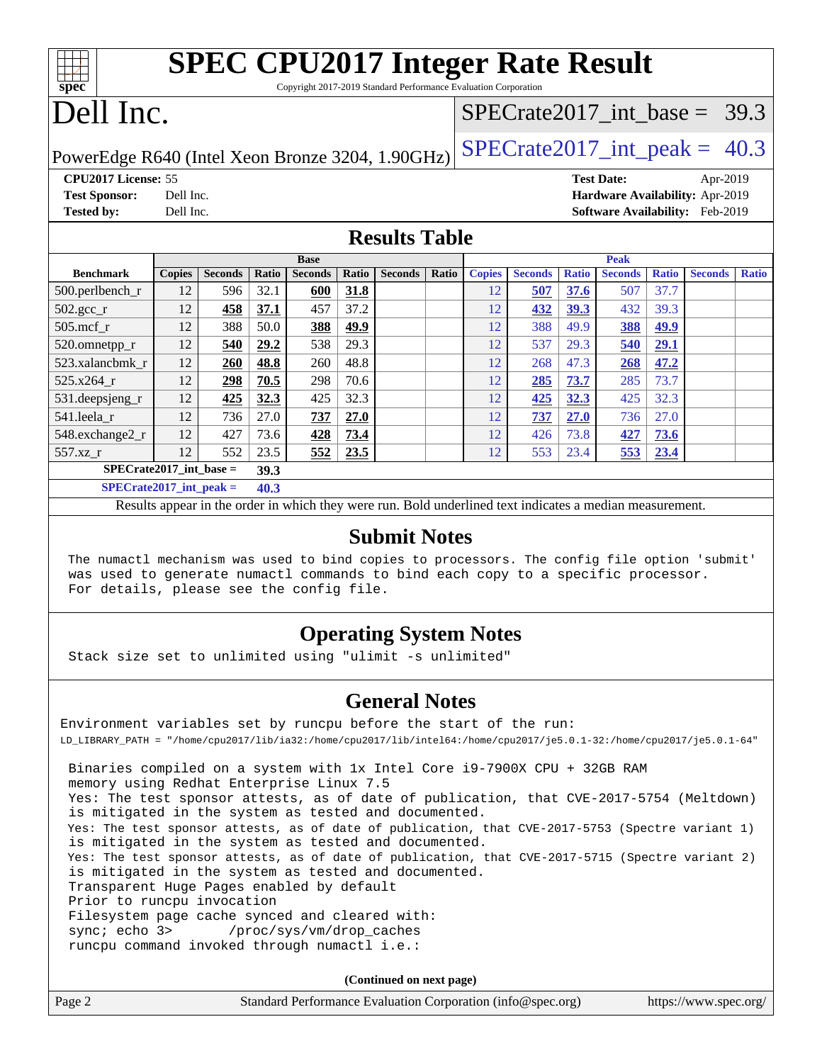# SPEC CPU2017 Integer Rate Result

Copyright 2017-2019 Standard Performance Evaluation Corporation

# Dell Inc.

PowerEdge R640 (Intel Xeon Bronze 3204, 1.90GHz)

SPECrate2017_int_base = 39.3

SPECrate2017_int_peak = 40.3

**CPU2017 License:** 55
**Test Sponsor:** Dell Inc.
**Tested by:** Dell Inc.

**Test Date:** Apr-2019
**Hardware Availability:** Apr-2019
**Software Availability:** Feb-2019

## Results Table

| | Base | | | | | | | | Peak | | | | | | |
|---|---|---|---|---|---|---|---|---|---|---|---|---|---|---|---|
| **Benchmark** | **Copies** | **Seconds** | **Ratio** | **Seconds** | **Ratio** | **Seconds** | **Ratio** | **Copies** | **Seconds** | **Ratio** | **Seconds** | **Ratio** | **Seconds** | **Ratio** |
| 500.perlbench_r | 12 | 596 | 32.1 | **600** | **31.8** | | | 12 | **507** | **37.6** | 507 | 37.7 | | |
| 502.gcc_r | 12 | **458** | **37.1** | 457 | 37.2 | | | 12 | **432** | **39.3** | 432 | 39.3 | | |
| 505.mcf_r | 12 | 388 | 50.0 | **388** | **49.9** | | | 12 | 388 | 49.9 | **388** | **49.9** | | |
| 520.omnetpp_r | 12 | **540** | **29.2** | 538 | 29.3 | | | 12 | 537 | 29.3 | **540** | **29.1** | | |
| 523.xalancbmk_r | 12 | **260** | **48.8** | 260 | 48.8 | | | 12 | 268 | 47.3 | **268** | **47.2** | | |
| 525.x264_r | 12 | **298** | **70.5** | 298 | 70.6 | | | 12 | **285** | **73.7** | 285 | 73.7 | | |
| 531.deepsjeng_r | 12 | **425** | **32.3** | 425 | 32.3 | | | 12 | **425** | **32.3** | 425 | 32.3 | | |
| 541.leela_r | 12 | 736 | 27.0 | **737** | **27.0** | | | 12 | **737** | **27.0** | 736 | 27.0 | | |
| 548.exchange2_r | 12 | 427 | 73.6 | **428** | **73.4** | | | 12 | 426 | 73.8 | **427** | **73.6** | | |
| 557.xz_r | 12 | 552 | 23.5 | **552** | **23.5** | | | 12 | 553 | 23.4 | **553** | **23.4** | | |

**SPECrate2017_int_base = 39.3**

**SPECrate2017_int_peak = 40.3**

Results appear in the order in which they were run. Bold underlined text indicates a median measurement.

## Submit Notes

The numactl mechanism was used to bind copies to processors. The config file option 'submit' was used to generate numactl commands to bind each copy to a specific processor. For details, please see the config file.

## Operating System Notes

Stack size set to unlimited using "ulimit -s unlimited"

## General Notes

Environment variables set by runcpu before the start of the run:
LD_LIBRARY_PATH = "/home/cpu2017/lib/ia32:/home/cpu2017/lib/intel64:/home/cpu2017/je5.0.1-32:/home/cpu2017/je5.0.1-64"

Binaries compiled on a system with 1x Intel Core i9-7900X CPU + 32GB RAM memory using Redhat Enterprise Linux 7.5
Yes: The test sponsor attests, as of date of publication, that CVE-2017-5754 (Meltdown) is mitigated in the system as tested and documented.
Yes: The test sponsor attests, as of date of publication, that CVE-2017-5753 (Spectre variant 1) is mitigated in the system as tested and documented.
Yes: The test sponsor attests, as of date of publication, that CVE-2017-5715 (Spectre variant 2) is mitigated in the system as tested and documented.
Transparent Huge Pages enabled by default
Prior to runcpu invocation
Filesystem page cache synced and cleared with:
sync; echo 3>       /proc/sys/vm/drop_caches
runcpu command invoked through numactl i.e.:

**(Continued on next page)**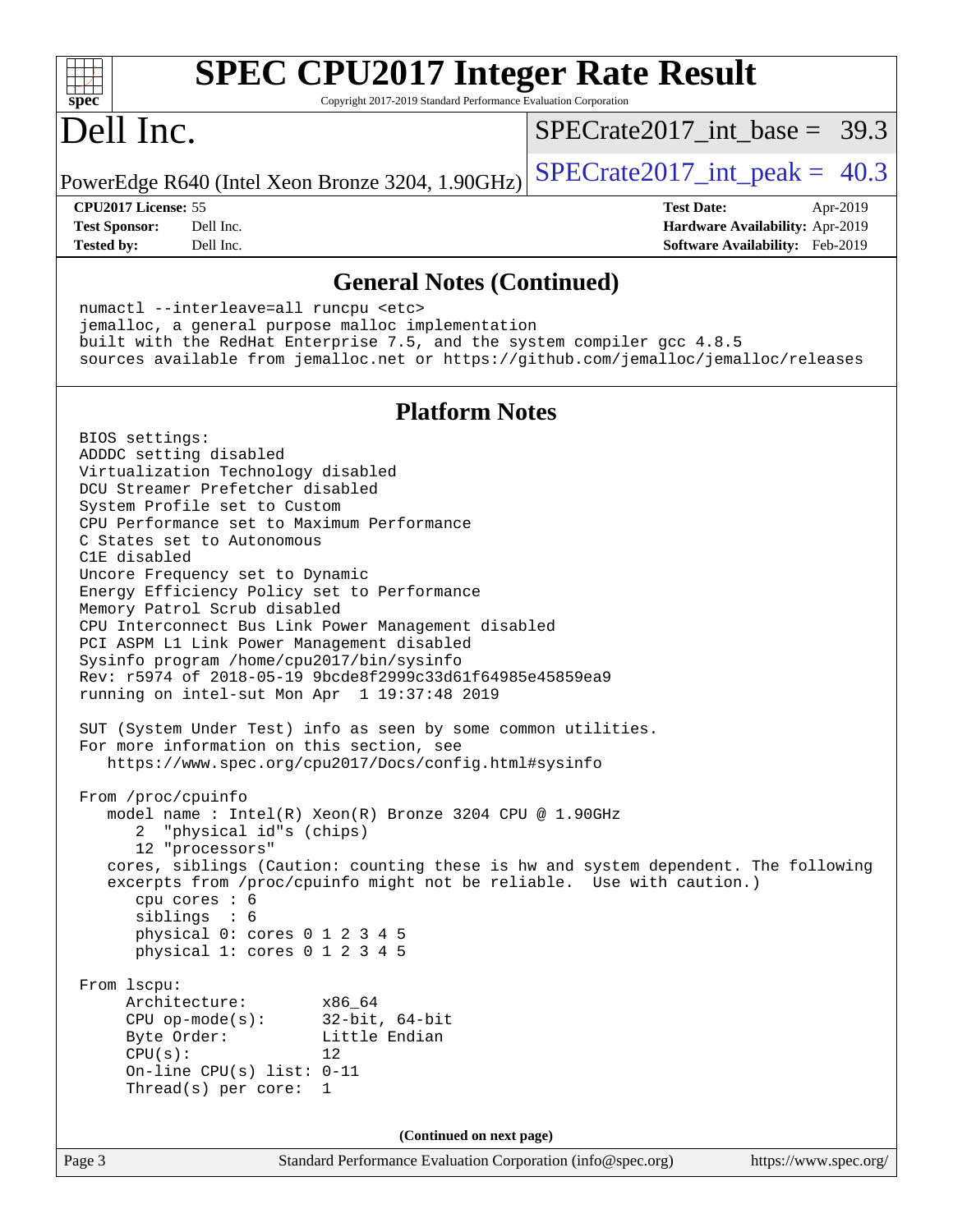## General Notes (Continued)

```
numactl --interleave=all runcpu <etc>
jemalloc, a general purpose malloc implementation
built with the RedHat Enterprise 7.5, and the system compiler gcc 4.8.5
sources available from jemalloc.net or https://github.com/jemalloc/jemalloc/releases
```

## Platform Notes

```
BIOS settings:
ADDDC setting disabled
Virtualization Technology disabled
DCU Streamer Prefetcher disabled
System Profile set to Custom
CPU Performance set to Maximum Performance
C States set to Autonomous
C1E disabled
Uncore Frequency set to Dynamic
Energy Efficiency Policy set to Performance
Memory Patrol Scrub disabled
CPU Interconnect Bus Link Power Management disabled
PCI ASPM L1 Link Power Management disabled
Sysinfo program /home/cpu2017/bin/sysinfo
Rev: r5974 of 2018-05-19 9bcde8f2999c33d61f64985e45859ea9
running on intel-sut Mon Apr  1 19:37:48 2019

SUT (System Under Test) info as seen by some common utilities.
For more information on this section, see
   https://www.spec.org/cpu2017/Docs/config.html#sysinfo

From /proc/cpuinfo
   model name : Intel(R) Xeon(R) Bronze 3204 CPU @ 1.90GHz
      2  "physical id"s (chips)
      12 "processors"
   cores, siblings (Caution: counting these is hw and system dependent. The following
   excerpts from /proc/cpuinfo might not be reliable.  Use with caution.)
      cpu cores : 6
      siblings  : 6
      physical 0: cores 0 1 2 3 4 5
      physical 1: cores 0 1 2 3 4 5

From lscpu:
     Architecture:          x86_64
     CPU op-mode(s):        32-bit, 64-bit
     Byte Order:            Little Endian
     CPU(s):                12
     On-line CPU(s) list: 0-11
     Thread(s) per core:  1
```

(Continued on next page)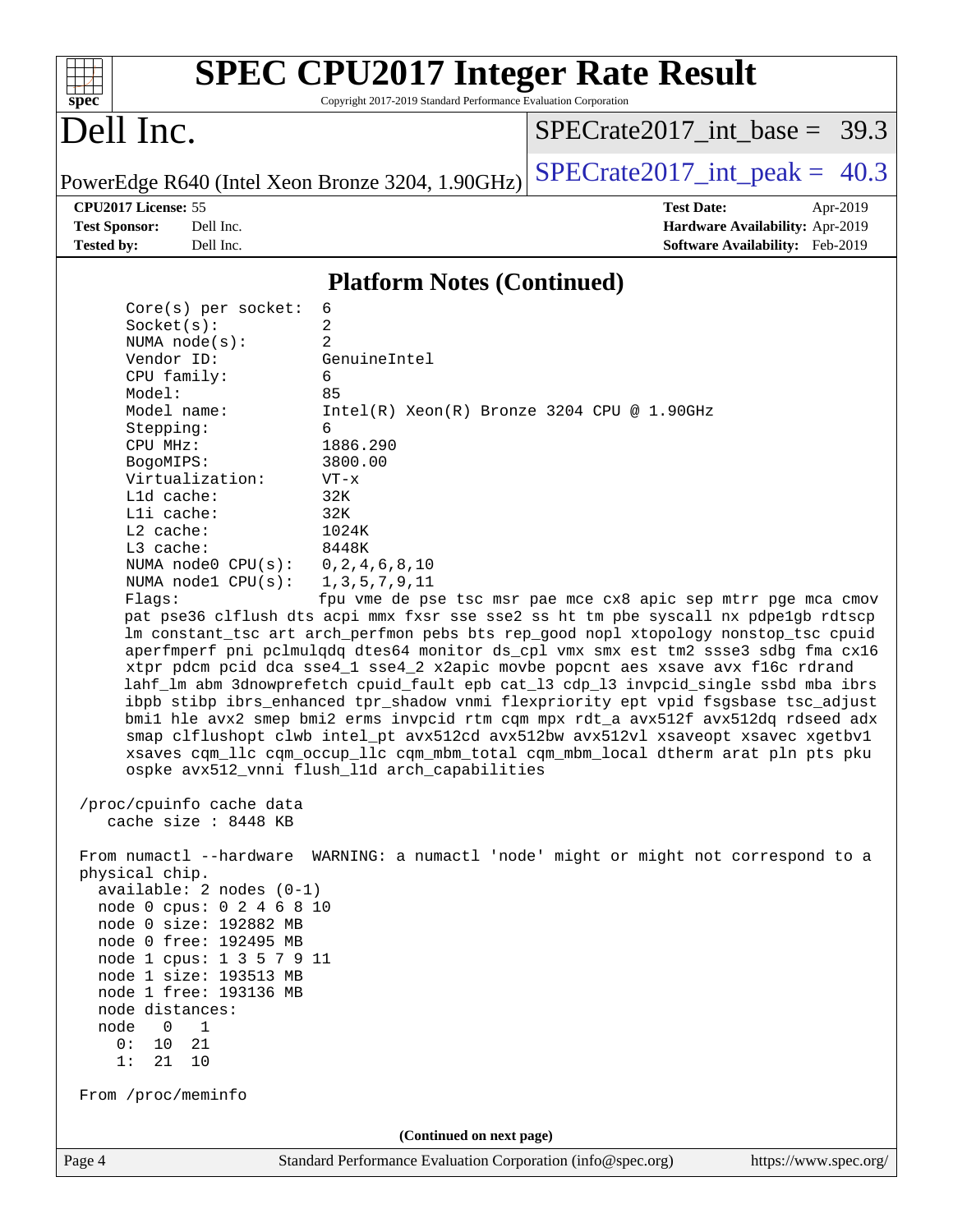# SPEC CPU2017 Integer Rate Result

Copyright 2017-2019 Standard Performance Evaluation Corporation

## Dell Inc.

PowerEdge R640 (Intel Xeon Bronze 3204, 1.90GHz)

SPECrate2017_int_base = 39.3

SPECrate2017_int_peak = 40.3

**CPU2017 License:** 55
**Test Sponsor:** Dell Inc.
**Tested by:** Dell Inc.

**Test Date:** Apr-2019
**Hardware Availability:** Apr-2019
**Software Availability:** Feb-2019

### Platform Notes (Continued)

```
     Core(s) per socket:  6
     Socket(s):           2
     NUMA node(s):        2
     Vendor ID:           GenuineIntel
     CPU family:          6
     Model:               85
     Model name:          Intel(R) Xeon(R) Bronze 3204 CPU @ 1.90GHz
     Stepping:            6
     CPU MHz:             1886.290
     BogoMIPS:            3800.00
     Virtualization:      VT-x
     L1d cache:           32K
     L1i cache:           32K
     L2 cache:            1024K
     L3 cache:            8448K
     NUMA node0 CPU(s):   0,2,4,6,8,10
     NUMA node1 CPU(s):   1,3,5,7,9,11
     Flags:               fpu vme de pse tsc msr pae mce cx8 apic sep mtrr pge mca cmov
     pat pse36 clflush dts acpi mmx fxsr sse sse2 ss ht tm pbe syscall nx pdpe1gb rdtscp
     lm constant_tsc art arch_perfmon pebs bts rep_good nopl xtopology nonstop_tsc cpuid
     aperfmperf pni pclmulqdq dtes64 monitor ds_cpl vmx smx est tm2 ssse3 sdbg fma cx16
     xtpr pdcm pcid dca sse4_1 sse4_2 x2apic movbe popcnt aes xsave avx f16c rdrand
     lahf_lm abm 3dnowprefetch cpuid_fault epb cat_l3 cdp_l3 invpcid_single ssbd mba ibrs
     ibpb stibp ibrs_enhanced tpr_shadow vnmi flexpriority ept vpid fsgsbase tsc_adjust
     bmi1 hle avx2 smep bmi2 erms invpcid rtm cqm mpx rdt_a avx512f avx512dq rdseed adx
     smap clflushopt clwb intel_pt avx512cd avx512bw avx512vl xsaveopt xsavec xgetbv1
     xsaves cqm_llc cqm_occup_llc cqm_mbm_total cqm_mbm_local dtherm arat pln pts pku
     ospke avx512_vnni flush_l1d arch_capabilities

 /proc/cpuinfo cache data
    cache size : 8448 KB

 From numactl --hardware  WARNING: a numactl 'node' might or might not correspond to a
 physical chip.
   available: 2 nodes (0-1)
   node 0 cpus: 0 2 4 6 8 10
   node 0 size: 192882 MB
   node 0 free: 192495 MB
   node 1 cpus: 1 3 5 7 9 11
   node 1 size: 193513 MB
   node 1 free: 193136 MB
   node distances:
   node   0   1
     0:  10  21
     1:  21  10

 From /proc/meminfo
```

(Continued on next page)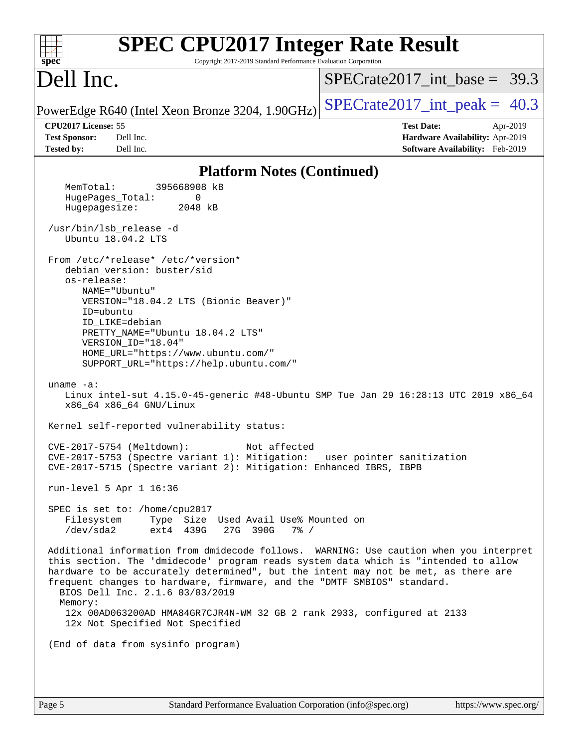# SPEC CPU2017 Integer Rate Result

Copyright 2017-2019 Standard Performance Evaluation Corporation

# Dell Inc.

PowerEdge R640 (Intel Xeon Bronze 3204, 1.90GHz)

SPECrate2017_int_base = 39.3

SPECrate2017_int_peak = 40.3

**CPU2017 License:** 55
**Test Sponsor:** Dell Inc.
**Tested by:** Dell Inc.

**Test Date:** Apr-2019
**Hardware Availability:** Apr-2019
**Software Availability:** Feb-2019

## Platform Notes (Continued)

```
    MemTotal:       395668908 kB
    HugePages_Total:       0
    Hugepagesize:       2048 kB

 /usr/bin/lsb_release -d
    Ubuntu 18.04.2 LTS

 From /etc/*release* /etc/*version*
    debian_version: buster/sid
    os-release:
       NAME="Ubuntu"
       VERSION="18.04.2 LTS (Bionic Beaver)"
       ID=ubuntu
       ID_LIKE=debian
       PRETTY_NAME="Ubuntu 18.04.2 LTS"
       VERSION_ID="18.04"
       HOME_URL="https://www.ubuntu.com/"
       SUPPORT_URL="https://help.ubuntu.com/"

 uname -a:
    Linux intel-sut 4.15.0-45-generic #48-Ubuntu SMP Tue Jan 29 16:28:13 UTC 2019 x86_64
    x86_64 x86_64 GNU/Linux

 Kernel self-reported vulnerability status:

 CVE-2017-5754 (Meltdown):          Not affected
 CVE-2017-5753 (Spectre variant 1): Mitigation: __user pointer sanitization
 CVE-2017-5715 (Spectre variant 2): Mitigation: Enhanced IBRS, IBPB

 run-level 5 Apr 1 16:36

 SPEC is set to: /home/cpu2017
    Filesystem     Type  Size  Used Avail Use% Mounted on
    /dev/sda2      ext4  439G   27G  390G   7% /

 Additional information from dmidecode follows.  WARNING: Use caution when you interpret
 this section. The 'dmidecode' program reads system data which is "intended to allow
 hardware to be accurately determined", but the intent may not be met, as there are
 frequent changes to hardware, firmware, and the "DMTF SMBIOS" standard.
   BIOS Dell Inc. 2.1.6 03/03/2019
   Memory:
    12x 00AD063200AD HMA84GR7CJR4N-WM 32 GB 2 rank 2933, configured at 2133
    12x Not Specified Not Specified

 (End of data from sysinfo program)
```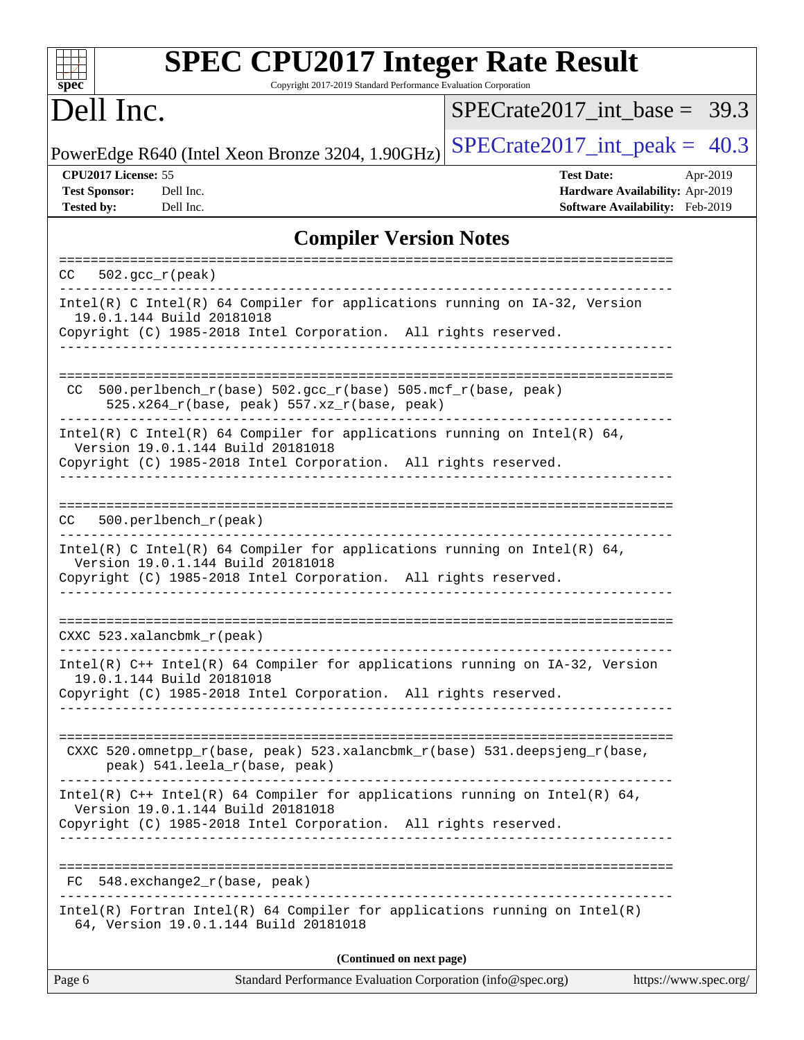## Compiler Version Notes

```
==============================================================================
CC  502.gcc_r(peak)
------------------------------------------------------------------------------
Intel(R) C Intel(R) 64 Compiler for applications running on IA-32, Version
  19.0.1.144 Build 20181018
Copyright (C) 1985-2018 Intel Corporation.  All rights reserved.
------------------------------------------------------------------------------

==============================================================================
 CC  500.perlbench_r(base) 502.gcc_r(base) 505.mcf_r(base, peak)
      525.x264_r(base, peak) 557.xz_r(base, peak)
------------------------------------------------------------------------------
Intel(R) C Intel(R) 64 Compiler for applications running on Intel(R) 64,
  Version 19.0.1.144 Build 20181018
Copyright (C) 1985-2018 Intel Corporation.  All rights reserved.
------------------------------------------------------------------------------

==============================================================================
CC  500.perlbench_r(peak)
------------------------------------------------------------------------------
Intel(R) C Intel(R) 64 Compiler for applications running on Intel(R) 64,
  Version 19.0.1.144 Build 20181018
Copyright (C) 1985-2018 Intel Corporation.  All rights reserved.
------------------------------------------------------------------------------

==============================================================================
CXXC 523.xalancbmk_r(peak)
------------------------------------------------------------------------------
Intel(R) C++ Intel(R) 64 Compiler for applications running on IA-32, Version
  19.0.1.144 Build 20181018
Copyright (C) 1985-2018 Intel Corporation.  All rights reserved.
------------------------------------------------------------------------------

==============================================================================
 CXXC 520.omnetpp_r(base, peak) 523.xalancbmk_r(base) 531.deepsjeng_r(base,
      peak) 541.leela_r(base, peak)
------------------------------------------------------------------------------
Intel(R) C++ Intel(R) 64 Compiler for applications running on Intel(R) 64,
  Version 19.0.1.144 Build 20181018
Copyright (C) 1985-2018 Intel Corporation.  All rights reserved.
------------------------------------------------------------------------------

==============================================================================
 FC  548.exchange2_r(base, peak)
------------------------------------------------------------------------------
Intel(R) Fortran Intel(R) 64 Compiler for applications running on Intel(R)
  64, Version 19.0.1.144 Build 20181018
```

**(Continued on next page)**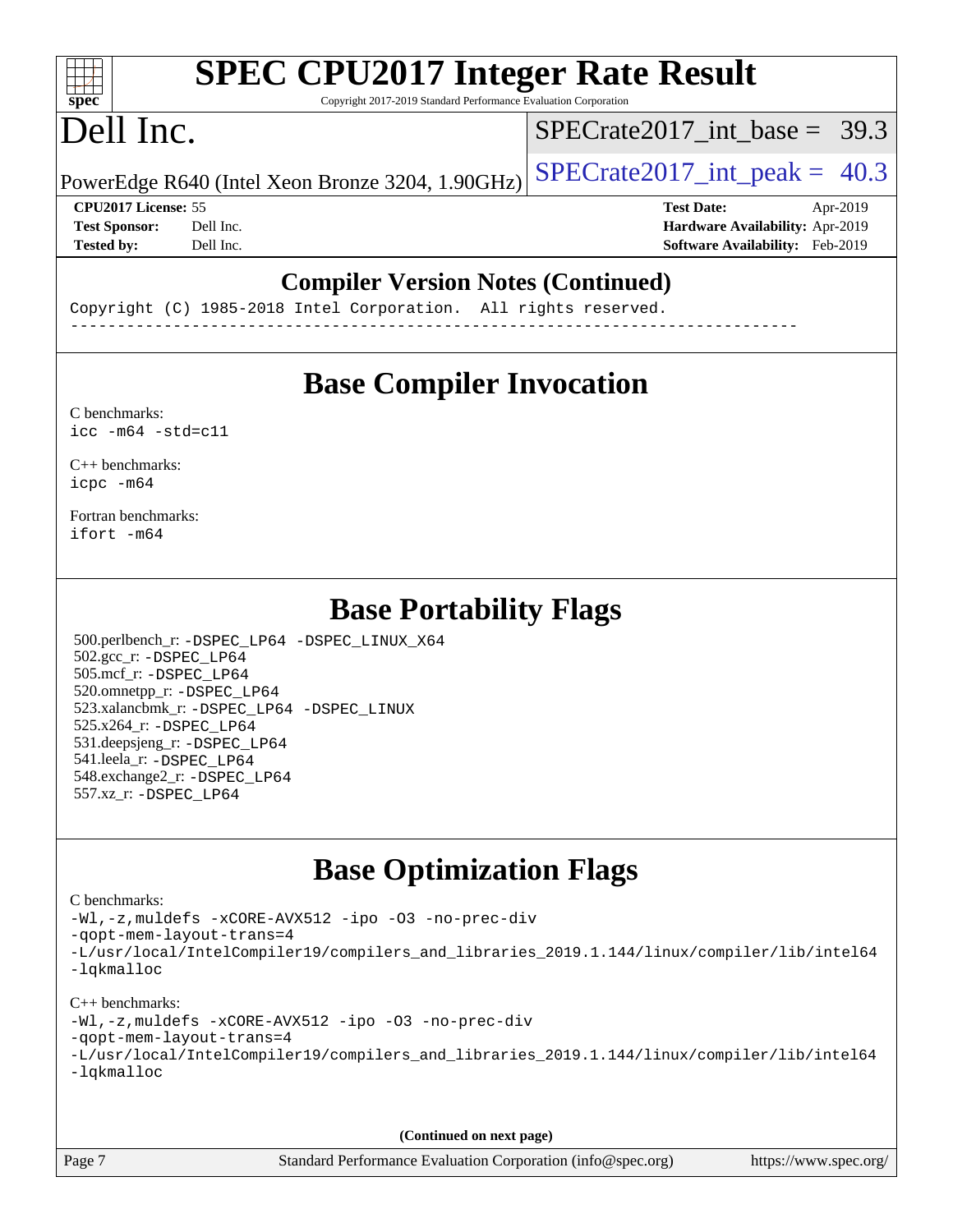## Compiler Version Notes (Continued)

```
Copyright (C) 1985-2018 Intel Corporation.  All rights reserved.
------------------------------------------------------------------------------
```

## Base Compiler Invocation

C benchmarks:
icc -m64 -std=c11

C++ benchmarks:
icpc -m64

Fortran benchmarks:
ifort -m64

## Base Portability Flags

500.perlbench_r: -DSPEC_LP64 -DSPEC_LINUX_X64
502.gcc_r: -DSPEC_LP64
505.mcf_r: -DSPEC_LP64
520.omnetpp_r: -DSPEC_LP64
523.xalancbmk_r: -DSPEC_LP64 -DSPEC_LINUX
525.x264_r: -DSPEC_LP64
531.deepsjeng_r: -DSPEC_LP64
541.leela_r: -DSPEC_LP64
548.exchange2_r: -DSPEC_LP64
557.xz_r: -DSPEC_LP64

## Base Optimization Flags

C benchmarks:
-Wl,-z,muldefs -xCORE-AVX512 -ipo -O3 -no-prec-div
-qopt-mem-layout-trans=4
-L/usr/local/IntelCompiler19/compilers_and_libraries_2019.1.144/linux/compiler/lib/intel64
-lqkmalloc

C++ benchmarks:
-Wl,-z,muldefs -xCORE-AVX512 -ipo -O3 -no-prec-div
-qopt-mem-layout-trans=4
-L/usr/local/IntelCompiler19/compilers_and_libraries_2019.1.144/linux/compiler/lib/intel64
-lqkmalloc

**(Continued on next page)**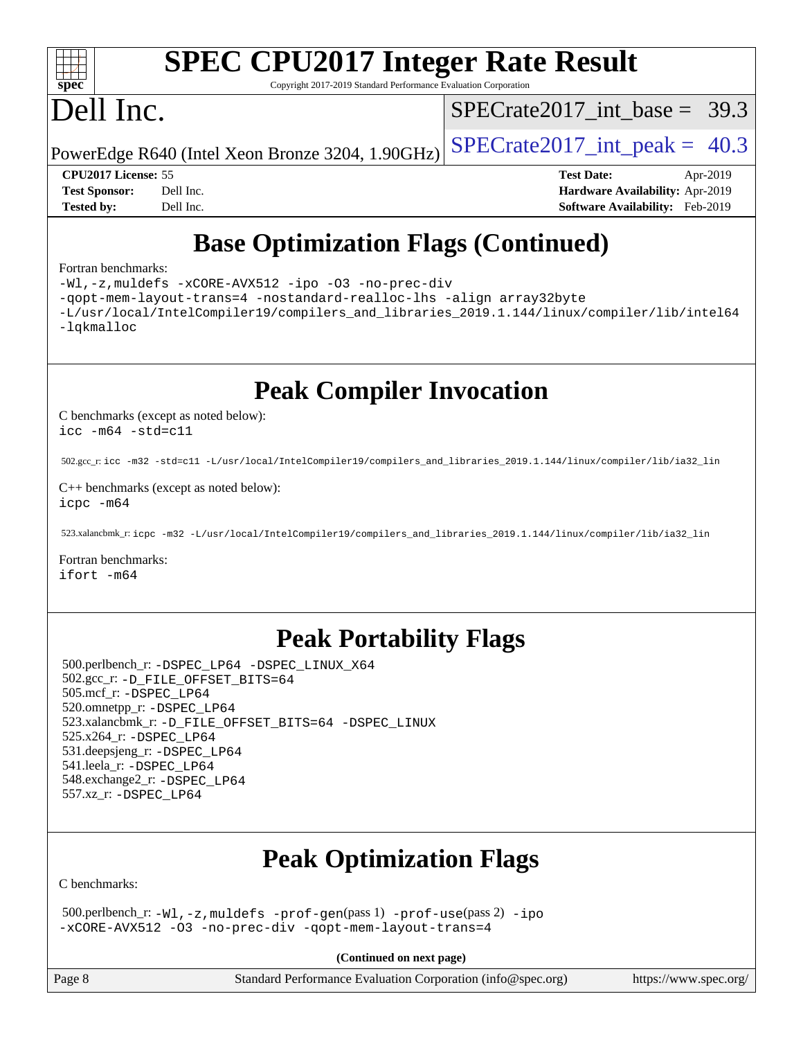# SPEC CPU2017 Integer Rate Result

Copyright 2017-2019 Standard Performance Evaluation Corporation

# Dell Inc.

SPECrate2017_int_base = 39.3

PowerEdge R640 (Intel Xeon Bronze 3204, 1.90GHz) SPECrate2017_int_peak = 40.3

**CPU2017 License:** 55 **Test Date:** Apr-2019
**Test Sponsor:** Dell Inc. **Hardware Availability:** Apr-2019
**Tested by:** Dell Inc. **Software Availability:** Feb-2019

## Base Optimization Flags (Continued)

Fortran benchmarks:

```
-Wl,-z,muldefs -xCORE-AVX512 -ipo -O3 -no-prec-div
-qopt-mem-layout-trans=4 -nostandard-realloc-lhs -align array32byte
-L/usr/local/IntelCompiler19/compilers_and_libraries_2019.1.144/linux/compiler/lib/intel64
-lqkmalloc
```

## Peak Compiler Invocation

C benchmarks (except as noted below):
```
icc -m64 -std=c11
```

502.gcc_r: `icc -m32 -std=c11 -L/usr/local/IntelCompiler19/compilers_and_libraries_2019.1.144/linux/compiler/lib/ia32_lin`

C++ benchmarks (except as noted below):
```
icpc -m64
```

523.xalancbmk_r: `icpc -m32 -L/usr/local/IntelCompiler19/compilers_and_libraries_2019.1.144/linux/compiler/lib/ia32_lin`

Fortran benchmarks:
```
ifort -m64
```

## Peak Portability Flags

500.perlbench_r: -DSPEC_LP64 -DSPEC_LINUX_X64
502.gcc_r: -D_FILE_OFFSET_BITS=64
505.mcf_r: -DSPEC_LP64
520.omnetpp_r: -DSPEC_LP64
523.xalancbmk_r: -D_FILE_OFFSET_BITS=64 -DSPEC_LINUX
525.x264_r: -DSPEC_LP64
531.deepsjeng_r: -DSPEC_LP64
541.leela_r: -DSPEC_LP64
548.exchange2_r: -DSPEC_LP64
557.xz_r: -DSPEC_LP64

## Peak Optimization Flags

C benchmarks:

500.perlbench_r: -Wl,-z,muldefs -prof-gen(pass 1) -prof-use(pass 2) -ipo
-xCORE-AVX512 -O3 -no-prec-div -qopt-mem-layout-trans=4

**(Continued on next page)**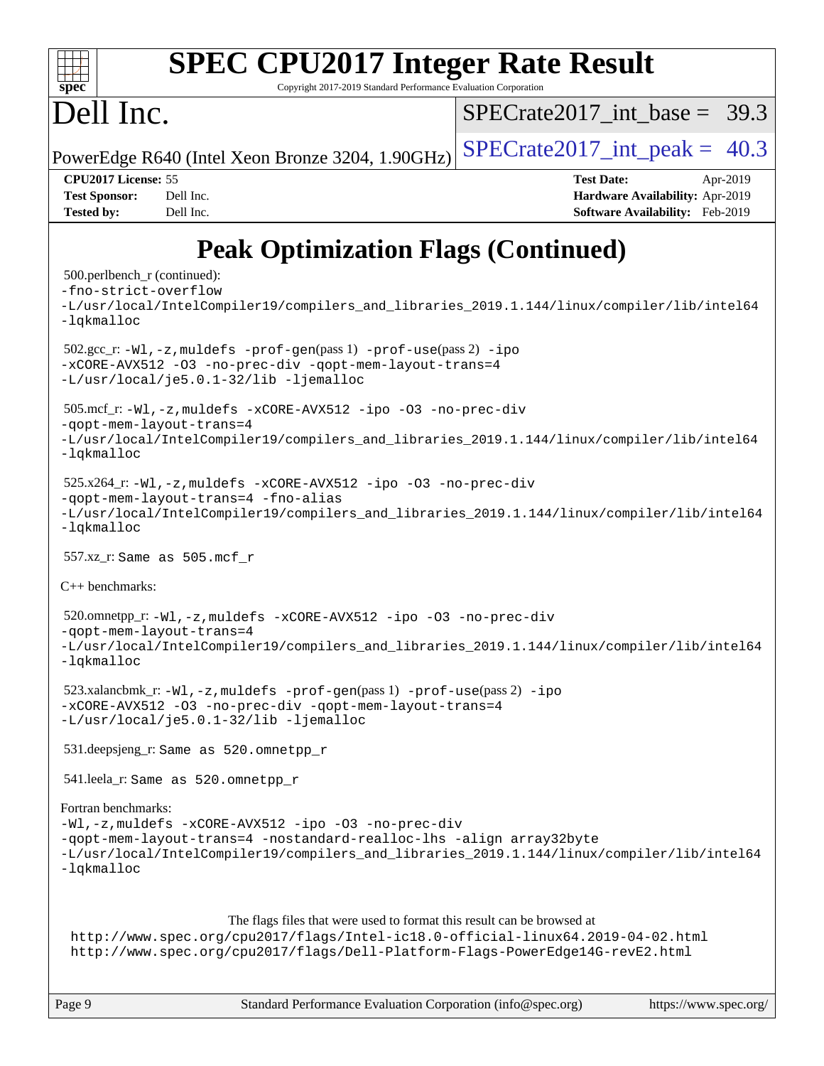# SPEC CPU2017 Integer Rate Result

Copyright 2017-2019 Standard Performance Evaluation Corporation

# Dell Inc.

PowerEdge R640 (Intel Xeon Bronze 3204, 1.90GHz)

SPECrate2017_int_base = 39.3

SPECrate2017_int_peak = 40.3

**CPU2017 License:** 55
**Test Sponsor:** Dell Inc.
**Tested by:** Dell Inc.

**Test Date:** Apr-2019
**Hardware Availability:** Apr-2019
**Software Availability:** Feb-2019

## Peak Optimization Flags (Continued)

500.perlbench_r (continued):
```
-fno-strict-overflow
-L/usr/local/IntelCompiler19/compilers_and_libraries_2019.1.144/linux/compiler/lib/intel64
-lqkmalloc
```

502.gcc_r: `-Wl,-z,muldefs -prof-gen`(pass 1) `-prof-use`(pass 2) `-ipo -xCORE-AVX512 -O3 -no-prec-div -qopt-mem-layout-trans=4 -L/usr/local/je5.0.1-32/lib -ljemalloc`

505.mcf_r: `-Wl,-z,muldefs -xCORE-AVX512 -ipo -O3 -no-prec-div -qopt-mem-layout-trans=4 -L/usr/local/IntelCompiler19/compilers_and_libraries_2019.1.144/linux/compiler/lib/intel64 -lqkmalloc`

525.x264_r: `-Wl,-z,muldefs -xCORE-AVX512 -ipo -O3 -no-prec-div -qopt-mem-layout-trans=4 -fno-alias -L/usr/local/IntelCompiler19/compilers_and_libraries_2019.1.144/linux/compiler/lib/intel64 -lqkmalloc`

557.xz_r: Same as 505.mcf_r

C++ benchmarks:

520.omnetpp_r: `-Wl,-z,muldefs -xCORE-AVX512 -ipo -O3 -no-prec-div -qopt-mem-layout-trans=4 -L/usr/local/IntelCompiler19/compilers_and_libraries_2019.1.144/linux/compiler/lib/intel64 -lqkmalloc`

523.xalancbmk_r: `-Wl,-z,muldefs -prof-gen`(pass 1) `-prof-use`(pass 2) `-ipo -xCORE-AVX512 -O3 -no-prec-div -qopt-mem-layout-trans=4 -L/usr/local/je5.0.1-32/lib -ljemalloc`

531.deepsjeng_r: Same as 520.omnetpp_r

541.leela_r: Same as 520.omnetpp_r

Fortran benchmarks:
```
-Wl,-z,muldefs -xCORE-AVX512 -ipo -O3 -no-prec-div
-qopt-mem-layout-trans=4 -nostandard-realloc-lhs -align array32byte
-L/usr/local/IntelCompiler19/compilers_and_libraries_2019.1.144/linux/compiler/lib/intel64
-lqkmalloc
```

The flags files that were used to format this result can be browsed at
http://www.spec.org/cpu2017/flags/Intel-ic18.0-official-linux64.2019-04-02.html
http://www.spec.org/cpu2017/flags/Dell-Platform-Flags-PowerEdge14G-revE2.html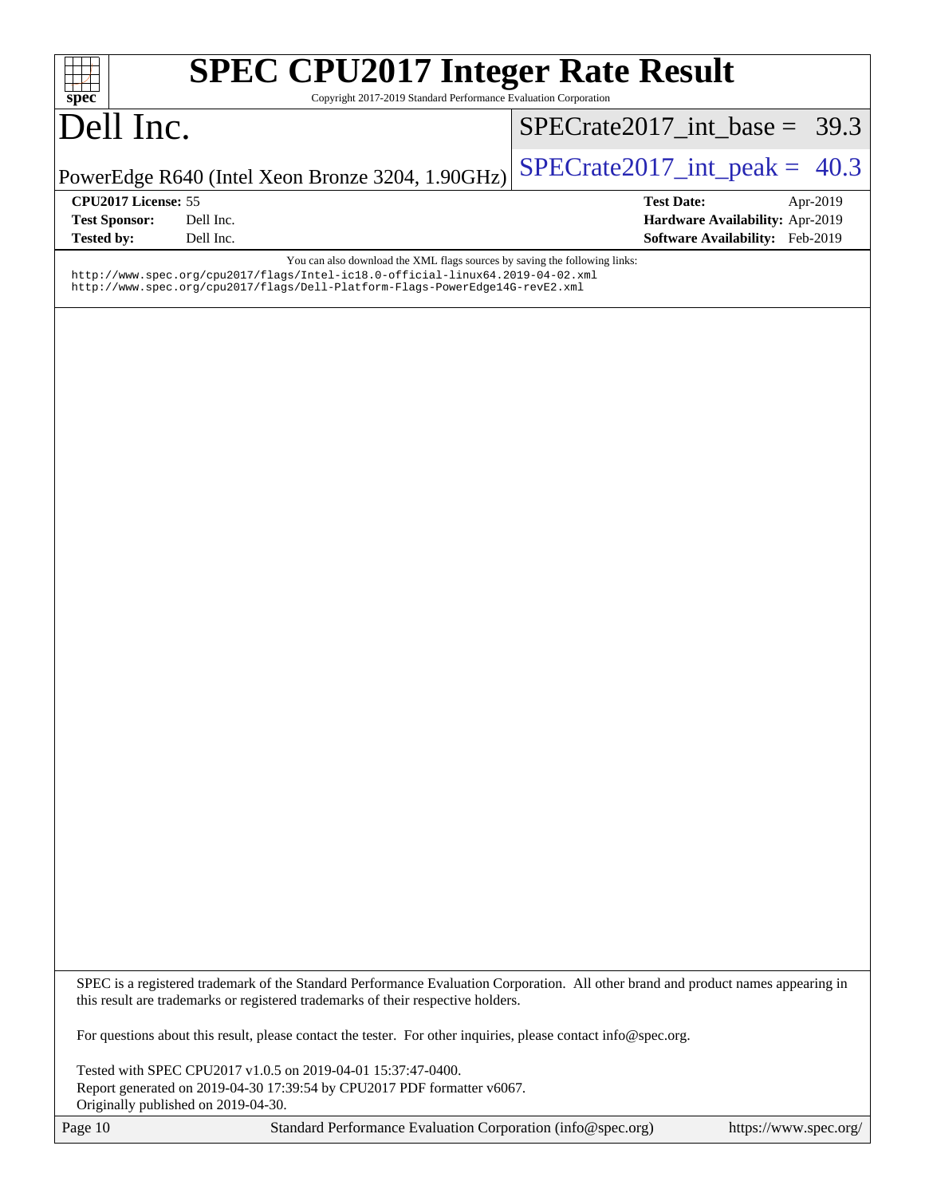You can also download the XML flags sources by saving the following links:
http://www.spec.org/cpu2017/flags/Intel-ic18.0-official-linux64.2019-04-02.xml
http://www.spec.org/cpu2017/flags/Dell-Platform-Flags-PowerEdge14G-revE2.xml

SPEC is a registered trademark of the Standard Performance Evaluation Corporation. All other brand and product names appearing in this result are trademarks or registered trademarks of their respective holders.

For questions about this result, please contact the tester. For other inquiries, please contact info@spec.org.

Tested with SPEC CPU2017 v1.0.5 on 2019-04-01 15:37:47-0400.
Report generated on 2019-04-30 17:39:54 by CPU2017 PDF formatter v6067.
Originally published on 2019-04-30.